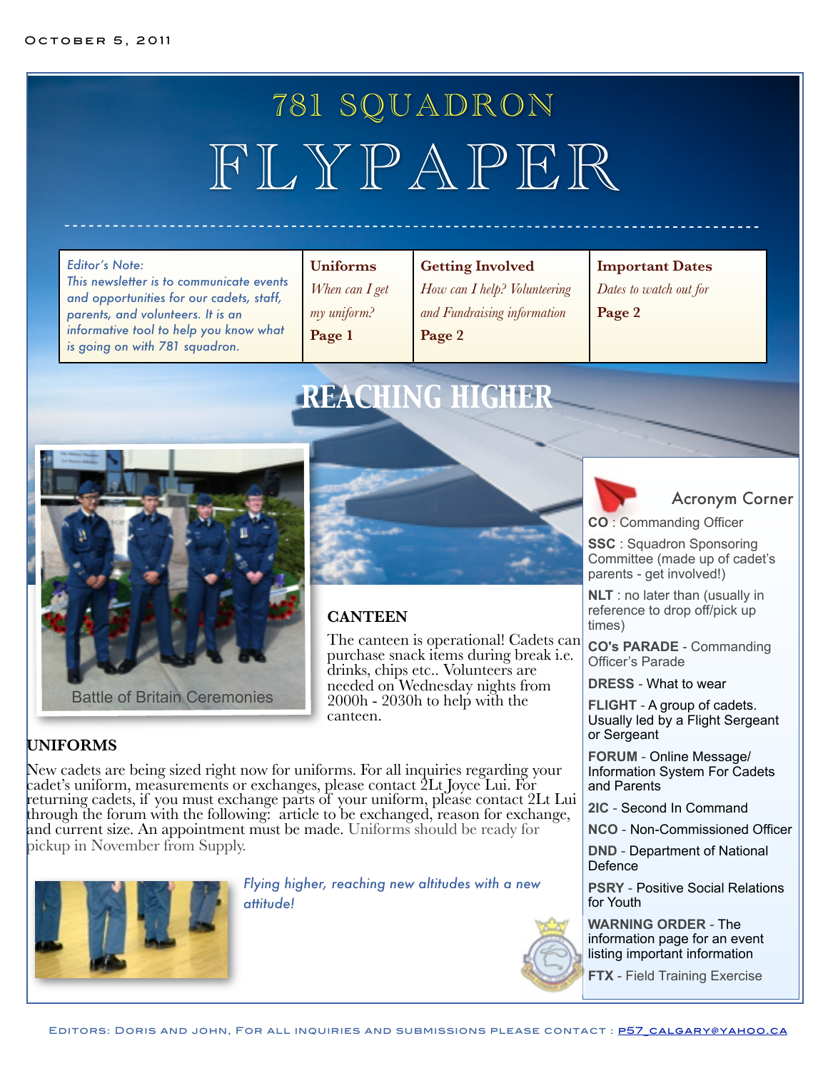October 5, 2011

# 781 SQUADRON
# FLYPAPER

| *Editor's Note: This newsletter is to communicate events and opportunities for our cadets, staff, parents, and volunteers. It is an informative tool to help you know what is going on with 781 squadron.* | **Uniforms** *When can I get my uniform?* **Page 1** | **Getting Involved** *How can I help? Volunteering and Fundraising information* **Page 2** | **Important Dates** *Dates to watch out for* **Page 2** |
|---|---|---|---|

## REACHING HIGHER

Battle of Britain Ceremonies

### CANTEEN

The canteen is operational! Cadets can purchase snack items during break i.e. drinks, chips etc.. Volunteers are needed on Wednesday nights from 2000h - 2030h to help with the canteen.

### UNIFORMS

New cadets are being sized right now for uniforms. For all inquiries regarding your cadet's uniform, measurements or exchanges, please contact 2Lt Joyce Lui. For returning cadets, if you must exchange parts of your uniform, please contact 2Lt Lui through the forum with the following: article to be exchanged, reason for exchange, and current size. An appointment must be made. Uniforms should be ready for pickup in November from Supply.

*Flying higher, reaching new altitudes with a new attitude!*

### Acronym Corner

**CO** : Commanding Officer

**SSC** : Squadron Sponsoring Committee (made up of cadet's parents - get involved!)

**NLT** : no later than (usually in reference to drop off/pick up times)

**CO's PARADE** - Commanding Officer's Parade

**DRESS** - What to wear

**FLIGHT** - A group of cadets. Usually led by a Flight Sergeant or Sergeant

**FORUM** - Online Message/ Information System For Cadets and Parents

**2IC** - Second In Command

**NCO** - Non-Commissioned Officer

**DND** - Department of National Defence

**PSRY** - Positive Social Relations for Youth

**WARNING ORDER** - The information page for an event listing important information

**FTX** - Field Training Exercise

Editors: Doris and John, For all inquiries and submissions please contact : p57_calgary@yahoo.ca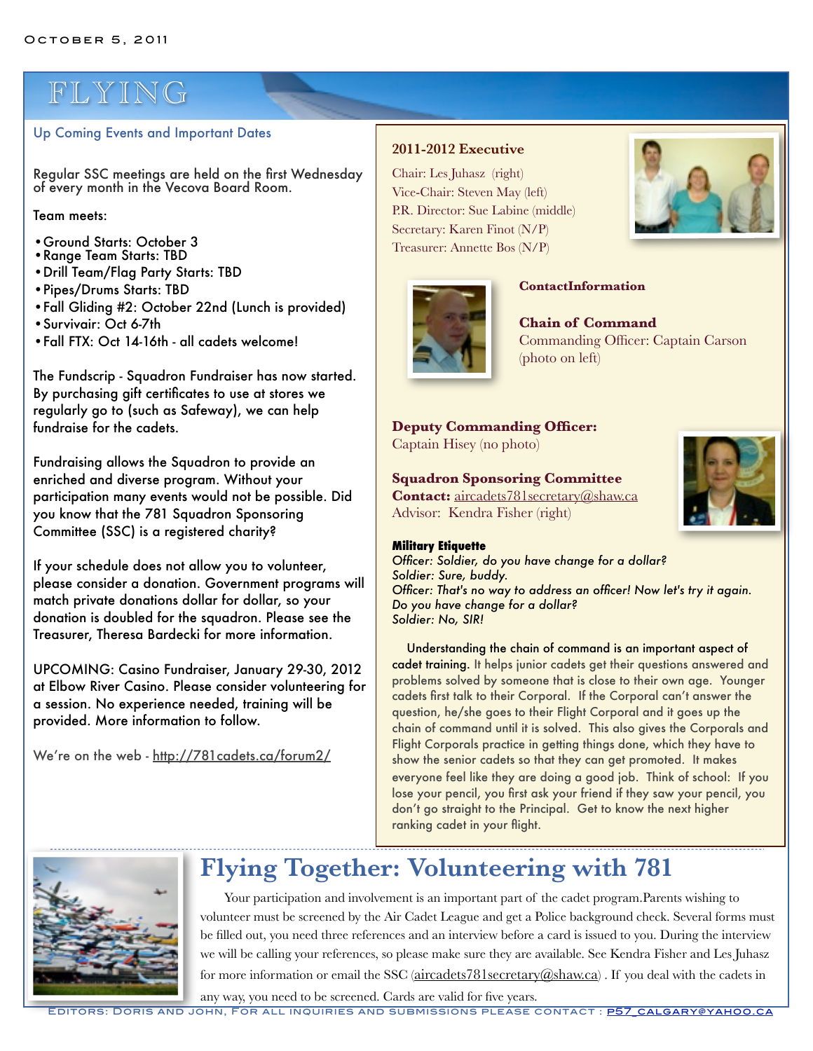# FLYING

## Up Coming Events and Important Dates

Regular SSC meetings are held on the first Wednesday of every month in the Vecova Board Room.

Team meets:

- Ground Starts: October 3
- Range Team Starts: TBD
- Drill Team/Flag Party Starts: TBD
- Pipes/Drums Starts: TBD
- Fall Gliding #2: October 22nd (Lunch is provided)
- Survivair: Oct 6-7th
- Fall FTX: Oct 14-16th - all cadets welcome!

The Fundscrip - Squadron Fundraiser has now started. By purchasing gift certificates to use at stores we regularly go to (such as Safeway), we can help fundraise for the cadets.

Fundraising allows the Squadron to provide an enriched and diverse program. Without your participation many events would not be possible. Did you know that the 781 Squadron Sponsoring Committee (SSC) is a registered charity?

If your schedule does not allow you to volunteer, please consider a donation. Government programs will match private donations dollar for dollar, so your donation is doubled for the squadron. Please see the Treasurer, Theresa Bardecki for more information.

UPCOMING: Casino Fundraiser, January 29-30, 2012 at Elbow River Casino. Please consider volunteering for a session. No experience needed, training will be provided. More information to follow.

We're on the web - http://781cadets.ca/forum2/

### 2011-2012 Executive

Chair: Les Juhasz (right)
Vice-Chair: Steven May (left)
P.R. Director: Sue Labine (middle)
Secretary: Karen Finot (N/P)
Treasurer: Annette Bos (N/P)

**ContactInformation**

**Chain of Command**
Commanding Officer: Captain Carson (photo on left)

**Deputy Commanding Officer:**
Captain Hisey (no photo)

**Squadron Sponsoring Committee**
**Contact:** aircadets781secretary@shaw.ca
Advisor: Kendra Fisher (right)

**Military Etiquette**

*Officer: Soldier, do you have change for a dollar?*
*Soldier: Sure, buddy.*
*Officer: That's no way to address an officer! Now let's try it again. Do you have change for a dollar?*
*Soldier: No, SIR!*

Understanding the chain of command is an important aspect of cadet training. It helps junior cadets get their questions answered and problems solved by someone that is close to their own age. Younger cadets first talk to their Corporal. If the Corporal can't answer the question, he/she goes to their Flight Corporal and it goes up the chain of command until it is solved. This also gives the Corporals and Flight Corporals practice in getting things done, which they have to show the senior cadets so that they can get promoted. It makes everyone feel like they are doing a good job. Think of school: If you lose your pencil, you first ask your friend if they saw your pencil, you don't go straight to the Principal. Get to know the next higher ranking cadet in your flight.

## Flying Together: Volunteering with 781

Your participation and involvement is an important part of the cadet program.Parents wishing to volunteer must be screened by the Air Cadet League and get a Police background check. Several forms must be filled out, you need three references and an interview before a card is issued to you. During the interview we will be calling your references, so please make sure they are available. See Kendra Fisher and Les Juhasz for more information or email the SSC (aircadets781secretary@shaw.ca) . If you deal with the cadets in any way, you need to be screened. Cards are valid for five years.

Editors: Doris and John, For all inquiries and submissions please contact : p57_calgary@yahoo.ca